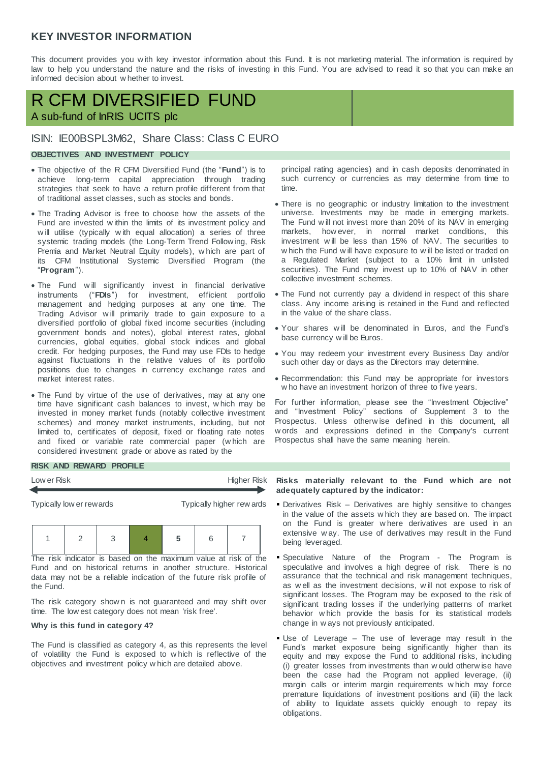## KEY INVESTOR INFORMATION

This document provides you with key investor information about this Fund. It is not marketing material. The information is required by law to help you understand the nature and the risks of investing in this Fund. You are advised to read it so that you can make an informed decision about whether to invest.

# R CFM DIVERSIFIED FUND

A sub-fund of InRIS UCITS plc

ISIN: IE00BSPL3M62, Share Class: Class C EURO

### OBJECTIVES AND INVESTMENT POLICY

- The objective of the R CFM Diversified Fund (the "**Fund**") is to achieve long-term capital appreciation through trading strategies that seek to have a return profile different from that of traditional asset classes, such as stocks and bonds.
- The Trading Advisor is free to choose how the assets of the Fund are invested within the limits of its investment policy and will utilise (typically with equal allocation) a series of three systemic trading models (the Long-Term Trend Following, Risk Premia and Market Neutral Equity models), which are part of its CFM Institutional Systemic Diversified Program (the "**Program**").
- The Fund will significantly invest in financial derivative instruments ("**FDIs**") for investment, efficient portfolio management and hedging purposes at any one time. The Trading Advisor will primarily trade to gain exposure to a diversified portfolio of global fixed income securities (including government bonds and notes), global interest rates, global currencies, global equities, global stock indices and global credit. For hedging purposes, the Fund may use FDIs to hedge against fluctuations in the relative values of its portfolio posiitions due to changes in currency exchange rates and market interest rates.
- The Fund by virtue of the use of derivatives, may at any one time have significant cash balances to invest, which may be invested in money market funds (notably collective investment schemes) and money market instruments, including, but not limited to, certificates of deposit, fixed or floating rate notes and fixed or variable rate commercial paper (which are considered investment grade or above as rated by the principal rating agencies) and in cash deposits denominated in such currency or currencies as may determine from time to time.
- There is no geographic or industry limitation to the investment universe. Investments may be made in emerging markets. The Fund will not invest more than 20% of its NAV in emerging markets, however, in normal market conditions, this investment will be less than 15% of NAV. The securities to which the Fund will have exposure to will be listed or traded on a Regulated Market (subject to a 10% limit in unlisted securities). The Fund may invest up to 10% of NAV in other collective investment schemes.
- The Fund not currently pay a dividend in respect of this share class. Any income arising is retained in the Fund and reflected in the value of the share class.
- Your shares will be denominated in Euros, and the Fund's base currency will be Euros.
- You may redeem your investment every Business Day and/or such other day or days as the Directors may determine.
- Recommendation: this Fund may be appropriate for investors who have an investment horizon of three to five years.

For further information, please see the "Investment Objective" and "Investment Policy" sections of Supplement 3 to the Prospectus. Unless otherwise defined in this document, all words and expressions defined in the Company's current Prospectus shall have the same meaning herein.

### RISK AND REWARD PROFILE

Lower Risk ⟵⟶ Higher Risk

Typically lower rewards — Typically higher rewards

| 1 | 2 | 3 | **4** | 5 | 6 | 7 |
|---|---|---|---|---|---|---|

The risk indicator is based on the maximum value at risk of the Fund and on historical returns in another structure. Historical data may not be a reliable indication of the future risk profile of the Fund.

The risk category shown is not guaranteed and may shift over time. The lowest category does not mean 'risk free'.

**Why is this fund in category 4?**

The Fund is classified as category 4, as this represents the level of volatility the Fund is exposed to which is reflective of the objectives and investment policy which are detailed above.

**Risks materially relevant to the Fund which are not adequately captured by the indicator:**

- Derivatives Risk – Derivatives are highly sensitive to changes in the value of the assets which they are based on. The impact on the Fund is greater where derivatives are used in an extensive way. The use of derivatives may result in the Fund being leveraged.
- Speculative Nature of the Program - The Program is speculative and involves a high degree of risk. There is no assurance that the technical and risk management techniques, as well as the investment decisions, will not expose to risk of significant losses. The Program may be exposed to the risk of significant trading losses if the underlying patterns of market behavior which provide the basis for its statistical models change in ways not previously anticipated.
- Use of Leverage – The use of leverage may result in the Fund's market exposure being significantly higher than its equity and may expose the Fund to additional risks, including (i) greater losses from investments than would otherwise have been the case had the Program not applied leverage, (ii) margin calls or interim margin requirements which may force premature liquidations of investment positions and (iii) the lack of ability to liquidate assets quickly enough to repay its obligations.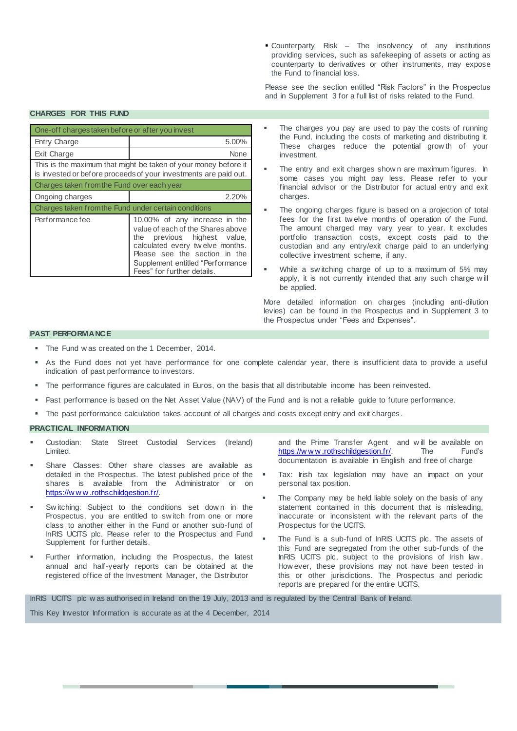- Counterparty Risk – The insolvency of any institutions providing services, such as safekeeping of assets or acting as counterparty to derivatives or other instruments, may expose the Fund to financial loss.

Please see the section entitled "Risk Factors" in the Prospectus and in Supplement 3 for a full list of risks related to the Fund.

## CHARGES FOR THIS FUND

| | |
|---|---|
| One-off charges taken before or after you invest | |
| Entry Charge | 5.00% |
| Exit Charge | None |
| This is the maximum that might be taken of your money before it is invested or before proceeds of your investments are paid out. | |
| Charges taken from the Fund over each year | |
| Ongoing charges | 2.20% |
| Charges taken from the Fund under certain conditions | |
| Performance fee | 10.00% of any increase in the value of each of the Shares above the previous highest value, calculated every twelve months. Please see the section in the Supplement entitled "Performance Fees" for further details. |

- The charges you pay are used to pay the costs of running the Fund, including the costs of marketing and distributing it. These charges reduce the potential growth of your investment.
- The entry and exit charges shown are maximum figures. In some cases you might pay less. Please refer to your financial advisor or the Distributor for actual entry and exit charges.
- The ongoing charges figure is based on a projection of total fees for the first twelve months of operation of the Fund. The amount charged may vary year to year. It excludes portfolio transaction costs, except costs paid to the custodian and any entry/exit charge paid to an underlying collective investment scheme, if any.
- While a switching charge of up to a maximum of 5% may apply, it is not currently intended that any such charge will be applied.

More detailed information on charges (including anti-dilution levies) can be found in the Prospectus and in Supplement 3 to the Prospectus under "Fees and Expenses".

## PAST PERFORMANCE

- The Fund was created on the 1 December, 2014.
- As the Fund does not yet have performance for one complete calendar year, there is insufficient data to provide a useful indication of past performance to investors.
- The performance figures are calculated in Euros, on the basis that all distributable income has been reinvested.
- Past performance is based on the Net Asset Value (NAV) of the Fund and is not a reliable guide to future performance.
- The past performance calculation takes account of all charges and costs except entry and exit charges.

## PRACTICAL INFORMATION

- Custodian: State Street Custodial Services (Ireland) Limited.
- Share Classes: Other share classes are available as detailed in the Prospectus. The latest published price of the shares is available from the Administrator or on https://www.rothschildgestion.fr/.
- Switching: Subject to the conditions set down in the Prospectus, you are entitled to switch from one or more class to another either in the Fund or another sub-fund of InRIS UCITS plc. Please refer to the Prospectus and Fund Supplement for further details.
- Further information, including the Prospectus, the latest annual and half-yearly reports can be obtained at the registered office of the Investment Manager, the Distributor and the Prime Transfer Agent and will be available on https://www.rothschildgestion.fr/. The Fund's documentation is available in English and free of charge
- Tax: Irish tax legislation may have an impact on your personal tax position.
- The Company may be held liable solely on the basis of any statement contained in this document that is misleading, inaccurate or inconsistent with the relevant parts of the Prospectus for the UCITS.
- The Fund is a sub-fund of InRIS UCITS plc. The assets of this Fund are segregated from the other sub-funds of the InRIS UCITS plc, subject to the provisions of Irish law. However, these provisions may not have been tested in this or other jurisdictions. The Prospectus and periodic reports are prepared for the entire UCITS.

InRIS UCITS plc was authorised in Ireland on the 19 July, 2013 and is regulated by the Central Bank of Ireland.

This Key Investor Information is accurate as at the 4 December, 2014